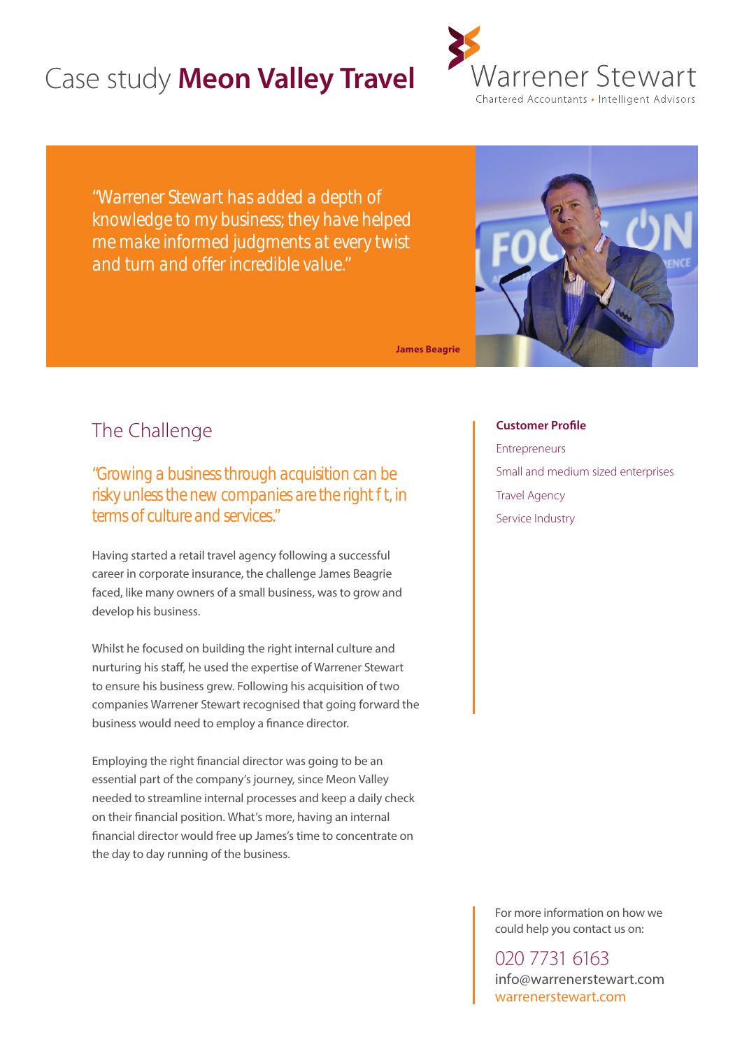# Case study **Meon Valley Travel**

Warrener Stewart

Chartered Accountants • Intelligent Advisors

"Warrener Stewart has added a depth of knowledge to my business; they have helped me make informed judgments at every twist and turn and offer incredible value."

**James Beagrie**

## The Challenge

"Growing a business through acquisition can be risky unless the new companies are the right f t, in terms of culture and services."

Having started a retail travel agency following a successful career in corporate insurance, the challenge James Beagrie faced, like many owners of a small business, was to grow and develop his business.

Whilst he focused on building the right internal culture and nurturing his staff, he used the expertise of Warrener Stewart to ensure his business grew. Following his acquisition of two companies Warrener Stewart recognised that going forward the business would need to employ a finance director.

Employing the right financial director was going to be an essential part of the company's journey, since Meon Valley needed to streamline internal processes and keep a daily check on their financial position. What's more, having an internal financial director would free up James's time to concentrate on the day to day running of the business.

**Customer Profile**

- Entrepreneurs
- Small and medium sized enterprises
- Travel Agency
- Service Industry

For more information on how we could help you contact us on:

020 7731 6163

info@warrenerstewart.com

warrenerstewart.com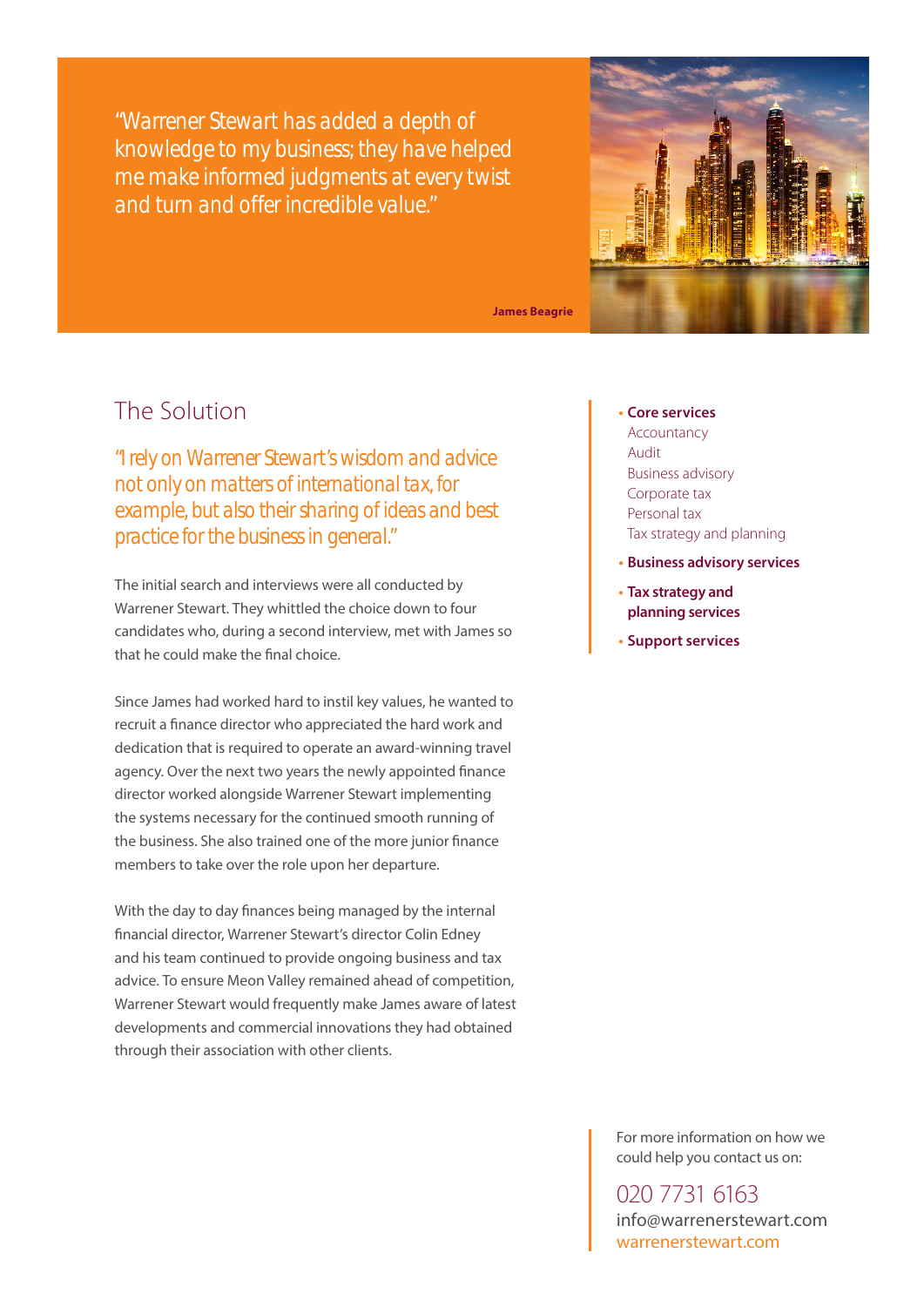"Warrener Stewart has added a depth of knowledge to my business; they have helped me make informed judgments at every twist and turn and offer incredible value."

**James Beagrie**

## The Solution

"I rely on Warrener Stewart's wisdom and advice not only on matters of international tax, for example, but also their sharing of ideas and best practice for the business in general."

The initial search and interviews were all conducted by Warrener Stewart. They whittled the choice down to four candidates who, during a second interview, met with James so that he could make the final choice.

Since James had worked hard to instil key values, he wanted to recruit a finance director who appreciated the hard work and dedication that is required to operate an award-winning travel agency. Over the next two years the newly appointed finance director worked alongside Warrener Stewart implementing the systems necessary for the continued smooth running of the business. She also trained one of the more junior finance members to take over the role upon her departure.

With the day to day finances being managed by the internal financial director, Warrener Stewart's director Colin Edney and his team continued to provide ongoing business and tax advice. To ensure Meon Valley remained ahead of competition, Warrener Stewart would frequently make James aware of latest developments and commercial innovations they had obtained through their association with other clients.

- **Core services**
  - Accountancy
  - Audit
  - Business advisory
  - Corporate tax
  - Personal tax
  - Tax strategy and planning
- **Business advisory services**
- **Tax strategy and planning services**
- **Support services**

For more information on how we could help you contact us on:

020 7731 6163
info@warrenerstewart.com
warrenerstewart.com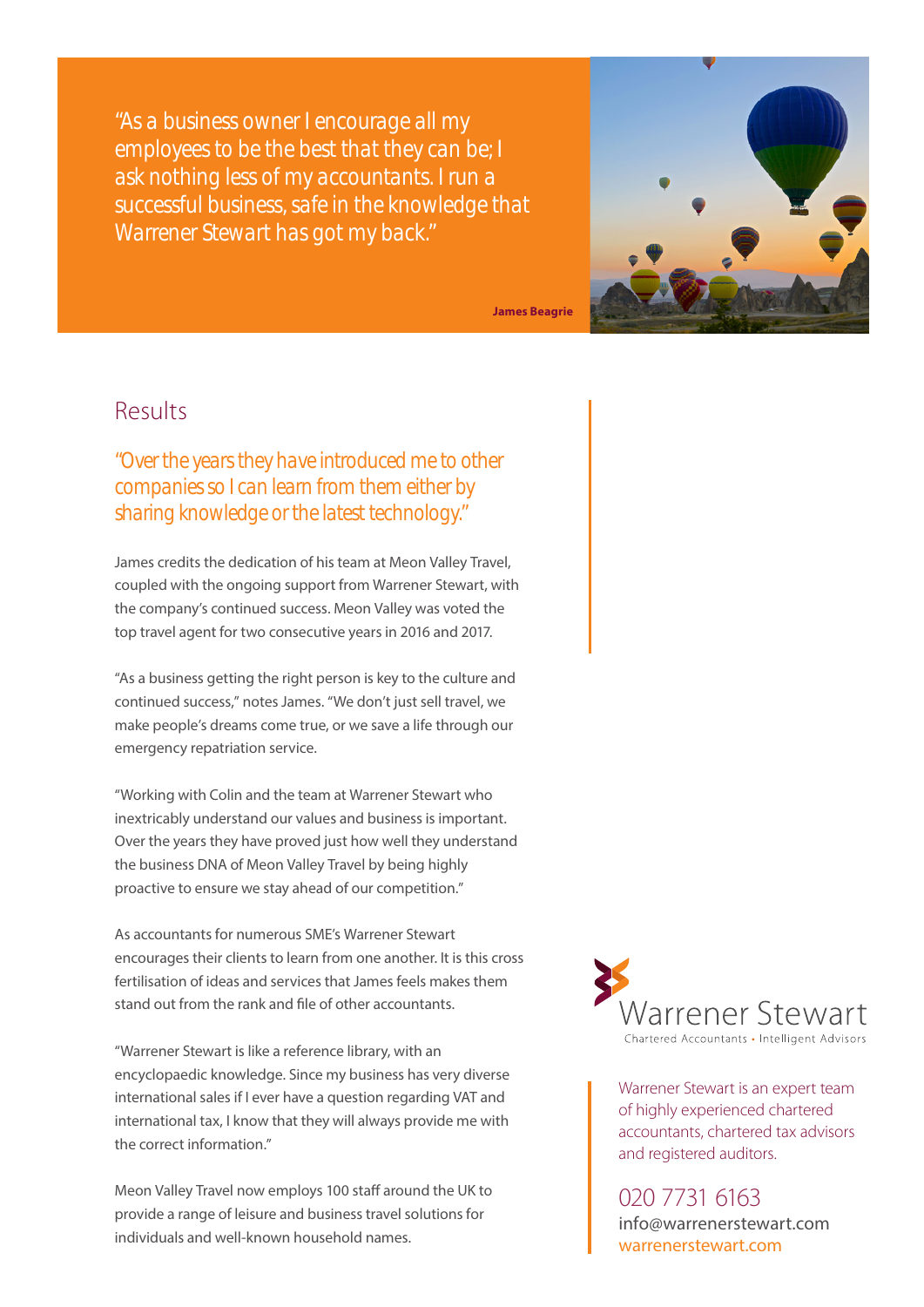> "As a business owner I encourage all my employees to be the best that they can be; I ask nothing less of my accountants. I run a successful business, safe in the knowledge that Warrener Stewart has got my back."

**James Beagrie**

## Results

> "Over the years they have introduced me to other companies so I can learn from them either by sharing knowledge or the latest technology."

James credits the dedication of his team at Meon Valley Travel, coupled with the ongoing support from Warrener Stewart, with the company's continued success. Meon Valley was voted the top travel agent for two consecutive years in 2016 and 2017.

"As a business getting the right person is key to the culture and continued success," notes James. "We don't just sell travel, we make people's dreams come true, or we save a life through our emergency repatriation service.

"Working with Colin and the team at Warrener Stewart who inextricably understand our values and business is important. Over the years they have proved just how well they understand the business DNA of Meon Valley Travel by being highly proactive to ensure we stay ahead of our competition."

As accountants for numerous SME's Warrener Stewart encourages their clients to learn from one another. It is this cross fertilisation of ideas and services that James feels makes them stand out from the rank and file of other accountants.

"Warrener Stewart is like a reference library, with an encyclopaedic knowledge. Since my business has very diverse international sales if I ever have a question regarding VAT and international tax, I know that they will always provide me with the correct information."

Meon Valley Travel now employs 100 staff around the UK to provide a range of leisure and business travel solutions for individuals and well-known household names.

Warrener Stewart
Chartered Accountants • Intelligent Advisors

Warrener Stewart is an expert team of highly experienced chartered accountants, chartered tax advisors and registered auditors.

020 7731 6163
info@warrenerstewart.com
warrenerstewart.com